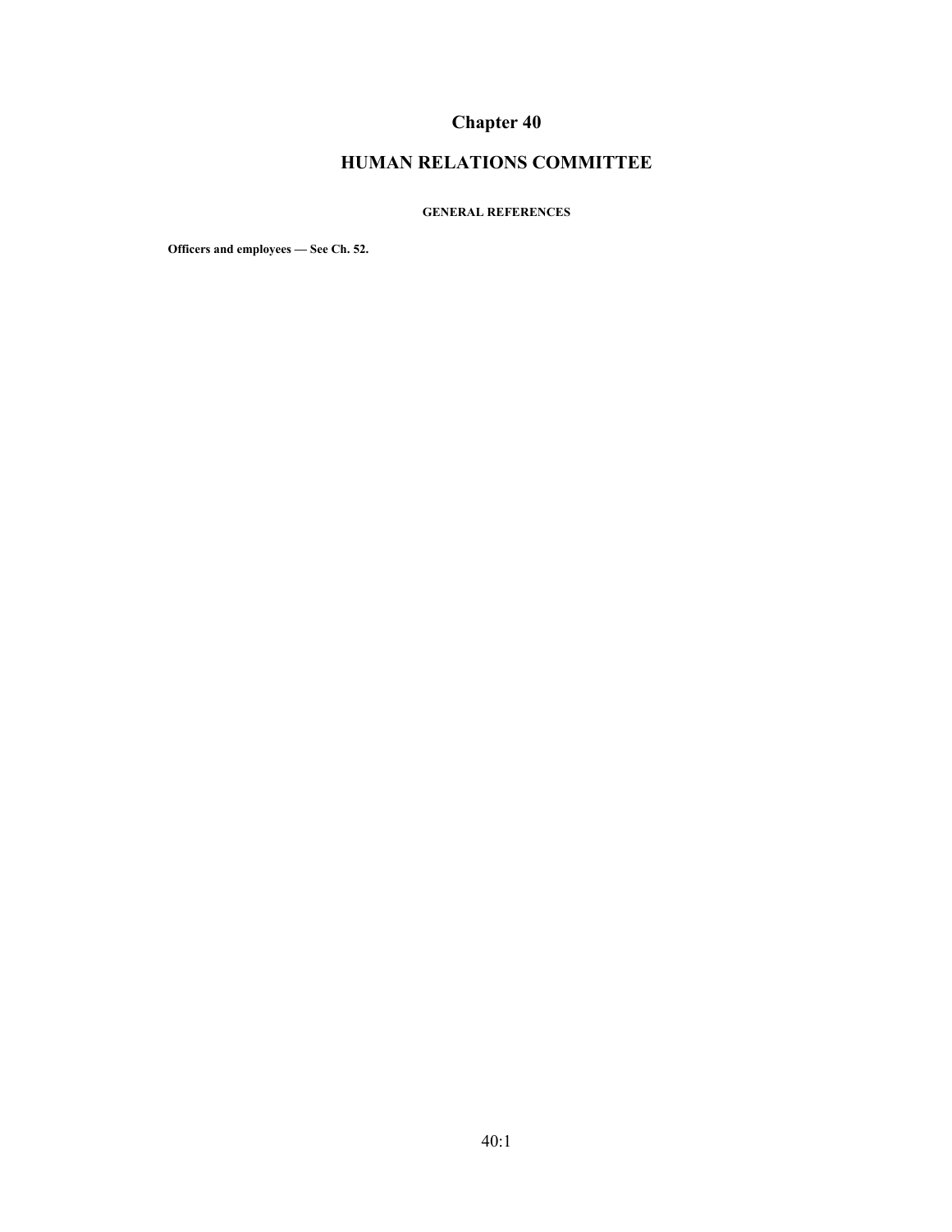# Chapter 40

# HUMAN RELATIONS COMMITTEE

### GENERAL REFERENCES

**Officers and employees — See Ch. 52.**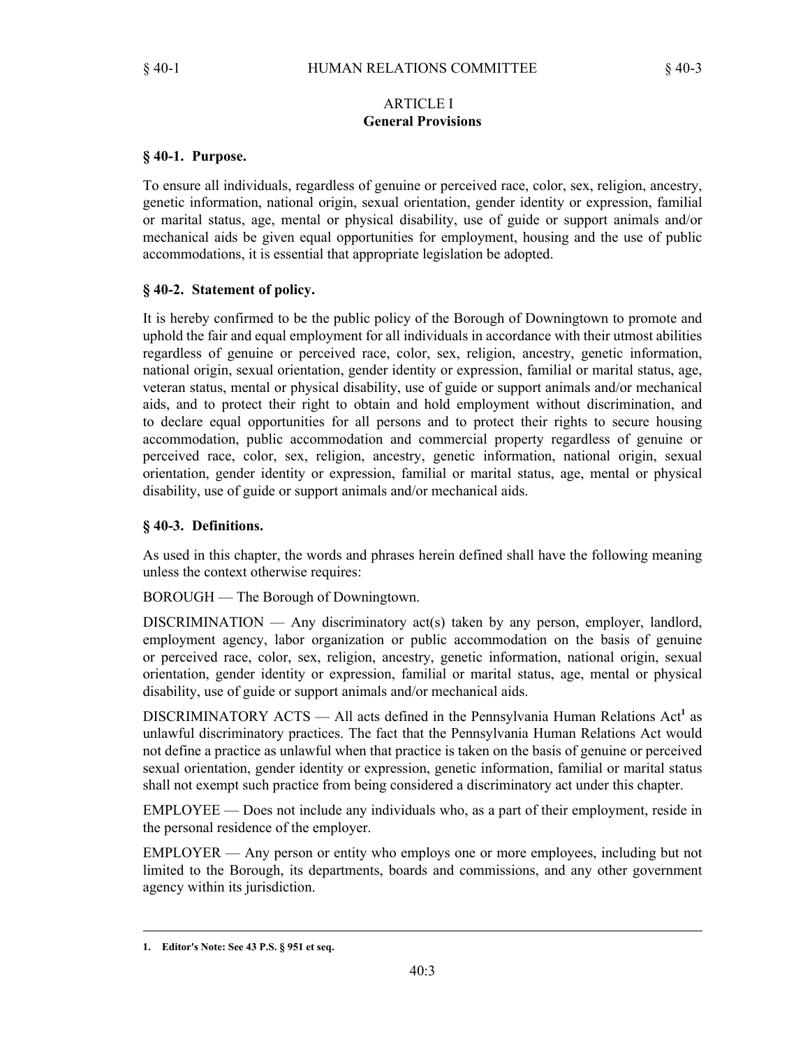## ARTICLE I
## General Provisions

### § 40-1. Purpose.

To ensure all individuals, regardless of genuine or perceived race, color, sex, religion, ancestry, genetic information, national origin, sexual orientation, gender identity or expression, familial or marital status, age, mental or physical disability, use of guide or support animals and/or mechanical aids be given equal opportunities for employment, housing and the use of public accommodations, it is essential that appropriate legislation be adopted.

### § 40-2. Statement of policy.

It is hereby confirmed to be the public policy of the Borough of Downingtown to promote and uphold the fair and equal employment for all individuals in accordance with their utmost abilities regardless of genuine or perceived race, color, sex, religion, ancestry, genetic information, national origin, sexual orientation, gender identity or expression, familial or marital status, age, veteran status, mental or physical disability, use of guide or support animals and/or mechanical aids, and to protect their right to obtain and hold employment without discrimination, and to declare equal opportunities for all persons and to protect their rights to secure housing accommodation, public accommodation and commercial property regardless of genuine or perceived race, color, sex, religion, ancestry, genetic information, national origin, sexual orientation, gender identity or expression, familial or marital status, age, mental or physical disability, use of guide or support animals and/or mechanical aids.

### § 40-3. Definitions.

As used in this chapter, the words and phrases herein defined shall have the following meaning unless the context otherwise requires:

BOROUGH — The Borough of Downingtown.

DISCRIMINATION — Any discriminatory act(s) taken by any person, employer, landlord, employment agency, labor organization or public accommodation on the basis of genuine or perceived race, color, sex, religion, ancestry, genetic information, national origin, sexual orientation, gender identity or expression, familial or marital status, age, mental or physical disability, use of guide or support animals and/or mechanical aids.

DISCRIMINATORY ACTS — All acts defined in the Pennsylvania Human Relations Act[1] as unlawful discriminatory practices. The fact that the Pennsylvania Human Relations Act would not define a practice as unlawful when that practice is taken on the basis of genuine or perceived sexual orientation, gender identity or expression, genetic information, familial or marital status shall not exempt such practice from being considered a discriminatory act under this chapter.

EMPLOYEE — Does not include any individuals who, as a part of their employment, reside in the personal residence of the employer.

EMPLOYER — Any person or entity who employs one or more employees, including but not limited to the Borough, its departments, boards and commissions, and any other government agency within its jurisdiction.

---

**1. Editor's Note: See 43 P.S. § 951 et seq.**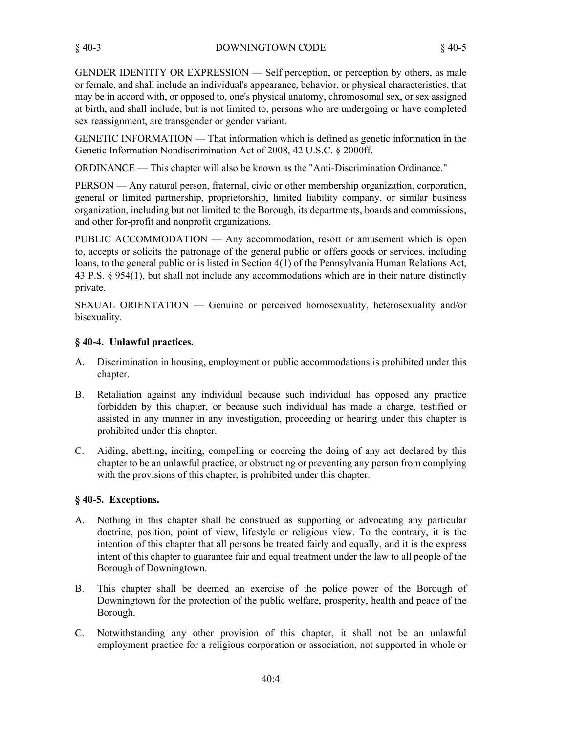GENDER IDENTITY OR EXPRESSION — Self perception, or perception by others, as male or female, and shall include an individual's appearance, behavior, or physical characteristics, that may be in accord with, or opposed to, one's physical anatomy, chromosomal sex, or sex assigned at birth, and shall include, but is not limited to, persons who are undergoing or have completed sex reassignment, are transgender or gender variant.

GENETIC INFORMATION — That information which is defined as genetic information in the Genetic Information Nondiscrimination Act of 2008, 42 U.S.C. § 2000ff.

ORDINANCE — This chapter will also be known as the "Anti-Discrimination Ordinance."

PERSON — Any natural person, fraternal, civic or other membership organization, corporation, general or limited partnership, proprietorship, limited liability company, or similar business organization, including but not limited to the Borough, its departments, boards and commissions, and other for-profit and nonprofit organizations.

PUBLIC ACCOMMODATION — Any accommodation, resort or amusement which is open to, accepts or solicits the patronage of the general public or offers goods or services, including loans, to the general public or is listed in Section 4(1) of the Pennsylvania Human Relations Act, 43 P.S. § 954(1), but shall not include any accommodations which are in their nature distinctly private.

SEXUAL ORIENTATION — Genuine or perceived homosexuality, heterosexuality and/or bisexuality.

### § 40-4. Unlawful practices.

A. Discrimination in housing, employment or public accommodations is prohibited under this chapter.

B. Retaliation against any individual because such individual has opposed any practice forbidden by this chapter, or because such individual has made a charge, testified or assisted in any manner in any investigation, proceeding or hearing under this chapter is prohibited under this chapter.

C. Aiding, abetting, inciting, compelling or coercing the doing of any act declared by this chapter to be an unlawful practice, or obstructing or preventing any person from complying with the provisions of this chapter, is prohibited under this chapter.

### § 40-5. Exceptions.

A. Nothing in this chapter shall be construed as supporting or advocating any particular doctrine, position, point of view, lifestyle or religious view. To the contrary, it is the intention of this chapter that all persons be treated fairly and equally, and it is the express intent of this chapter to guarantee fair and equal treatment under the law to all people of the Borough of Downingtown.

B. This chapter shall be deemed an exercise of the police power of the Borough of Downingtown for the protection of the public welfare, prosperity, health and peace of the Borough.

C. Notwithstanding any other provision of this chapter, it shall not be an unlawful employment practice for a religious corporation or association, not supported in whole or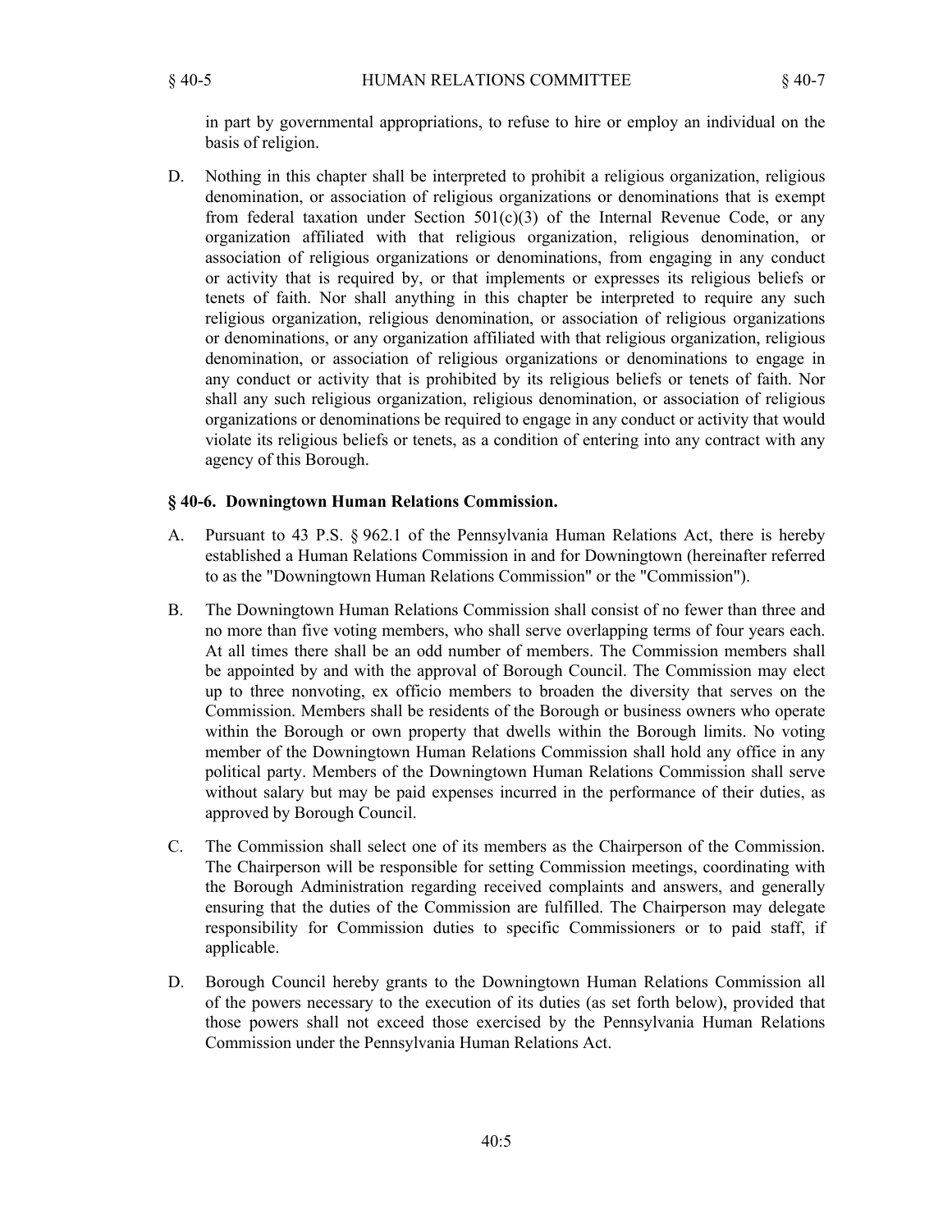in part by governmental appropriations, to refuse to hire or employ an individual on the basis of religion.

D. Nothing in this chapter shall be interpreted to prohibit a religious organization, religious denomination, or association of religious organizations or denominations that is exempt from federal taxation under Section 501(c)(3) of the Internal Revenue Code, or any organization affiliated with that religious organization, religious denomination, or association of religious organizations or denominations, from engaging in any conduct or activity that is required by, or that implements or expresses its religious beliefs or tenets of faith. Nor shall anything in this chapter be interpreted to require any such religious organization, religious denomination, or association of religious organizations or denominations, or any organization affiliated with that religious organization, religious denomination, or association of religious organizations or denominations to engage in any conduct or activity that is prohibited by its religious beliefs or tenets of faith. Nor shall any such religious organization, religious denomination, or association of religious organizations or denominations be required to engage in any conduct or activity that would violate its religious beliefs or tenets, as a condition of entering into any contract with any agency of this Borough.

### § 40-6. Downingtown Human Relations Commission.

A. Pursuant to 43 P.S. § 962.1 of the Pennsylvania Human Relations Act, there is hereby established a Human Relations Commission in and for Downingtown (hereinafter referred to as the "Downingtown Human Relations Commission" or the "Commission").

B. The Downingtown Human Relations Commission shall consist of no fewer than three and no more than five voting members, who shall serve overlapping terms of four years each. At all times there shall be an odd number of members. The Commission members shall be appointed by and with the approval of Borough Council. The Commission may elect up to three nonvoting, ex officio members to broaden the diversity that serves on the Commission. Members shall be residents of the Borough or business owners who operate within the Borough or own property that dwells within the Borough limits. No voting member of the Downingtown Human Relations Commission shall hold any office in any political party. Members of the Downingtown Human Relations Commission shall serve without salary but may be paid expenses incurred in the performance of their duties, as approved by Borough Council.

C. The Commission shall select one of its members as the Chairperson of the Commission. The Chairperson will be responsible for setting Commission meetings, coordinating with the Borough Administration regarding received complaints and answers, and generally ensuring that the duties of the Commission are fulfilled. The Chairperson may delegate responsibility for Commission duties to specific Commissioners or to paid staff, if applicable.

D. Borough Council hereby grants to the Downingtown Human Relations Commission all of the powers necessary to the execution of its duties (as set forth below), provided that those powers shall not exceed those exercised by the Pennsylvania Human Relations Commission under the Pennsylvania Human Relations Act.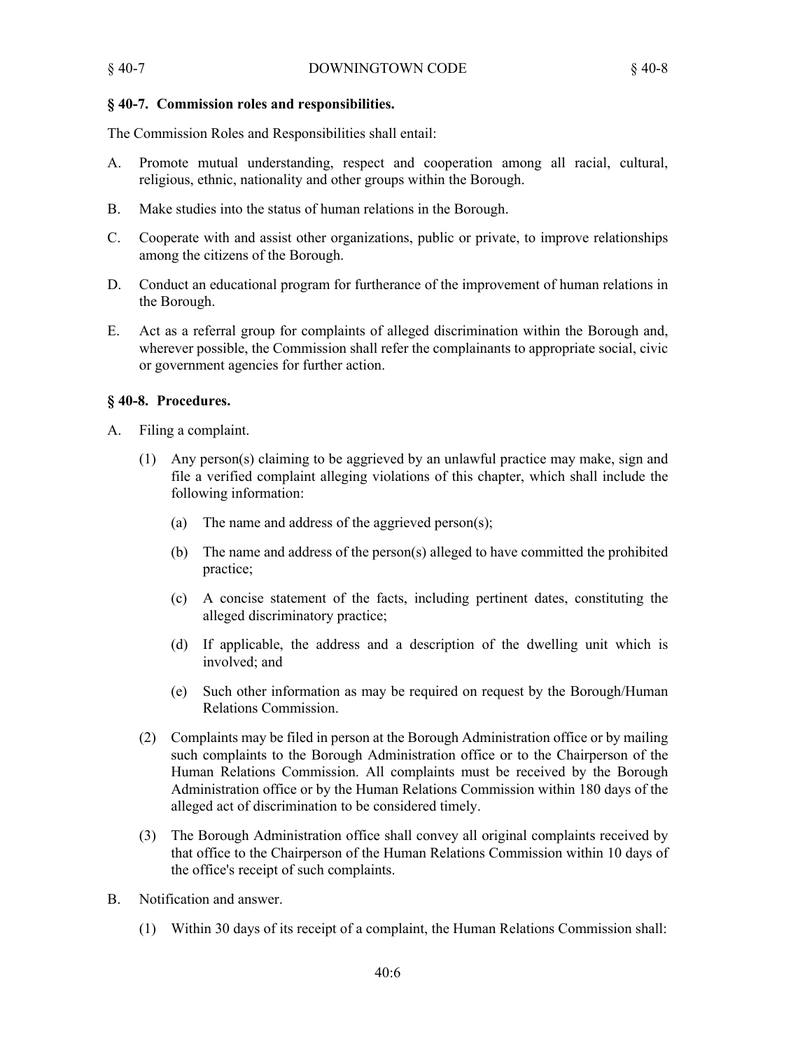## § 40-7. Commission roles and responsibilities.

The Commission Roles and Responsibilities shall entail:

A. Promote mutual understanding, respect and cooperation among all racial, cultural, religious, ethnic, nationality and other groups within the Borough.

B. Make studies into the status of human relations in the Borough.

C. Cooperate with and assist other organizations, public or private, to improve relationships among the citizens of the Borough.

D. Conduct an educational program for furtherance of the improvement of human relations in the Borough.

E. Act as a referral group for complaints of alleged discrimination within the Borough and, wherever possible, the Commission shall refer the complainants to appropriate social, civic or government agencies for further action.

## § 40-8. Procedures.

A. Filing a complaint.

   (1) Any person(s) claiming to be aggrieved by an unlawful practice may make, sign and file a verified complaint alleging violations of this chapter, which shall include the following information:

      (a) The name and address of the aggrieved person(s);

      (b) The name and address of the person(s) alleged to have committed the prohibited practice;

      (c) A concise statement of the facts, including pertinent dates, constituting the alleged discriminatory practice;

      (d) If applicable, the address and a description of the dwelling unit which is involved; and

      (e) Such other information as may be required on request by the Borough/Human Relations Commission.

   (2) Complaints may be filed in person at the Borough Administration office or by mailing such complaints to the Borough Administration office or to the Chairperson of the Human Relations Commission. All complaints must be received by the Borough Administration office or by the Human Relations Commission within 180 days of the alleged act of discrimination to be considered timely.

   (3) The Borough Administration office shall convey all original complaints received by that office to the Chairperson of the Human Relations Commission within 10 days of the office's receipt of such complaints.

B. Notification and answer.

   (1) Within 30 days of its receipt of a complaint, the Human Relations Commission shall: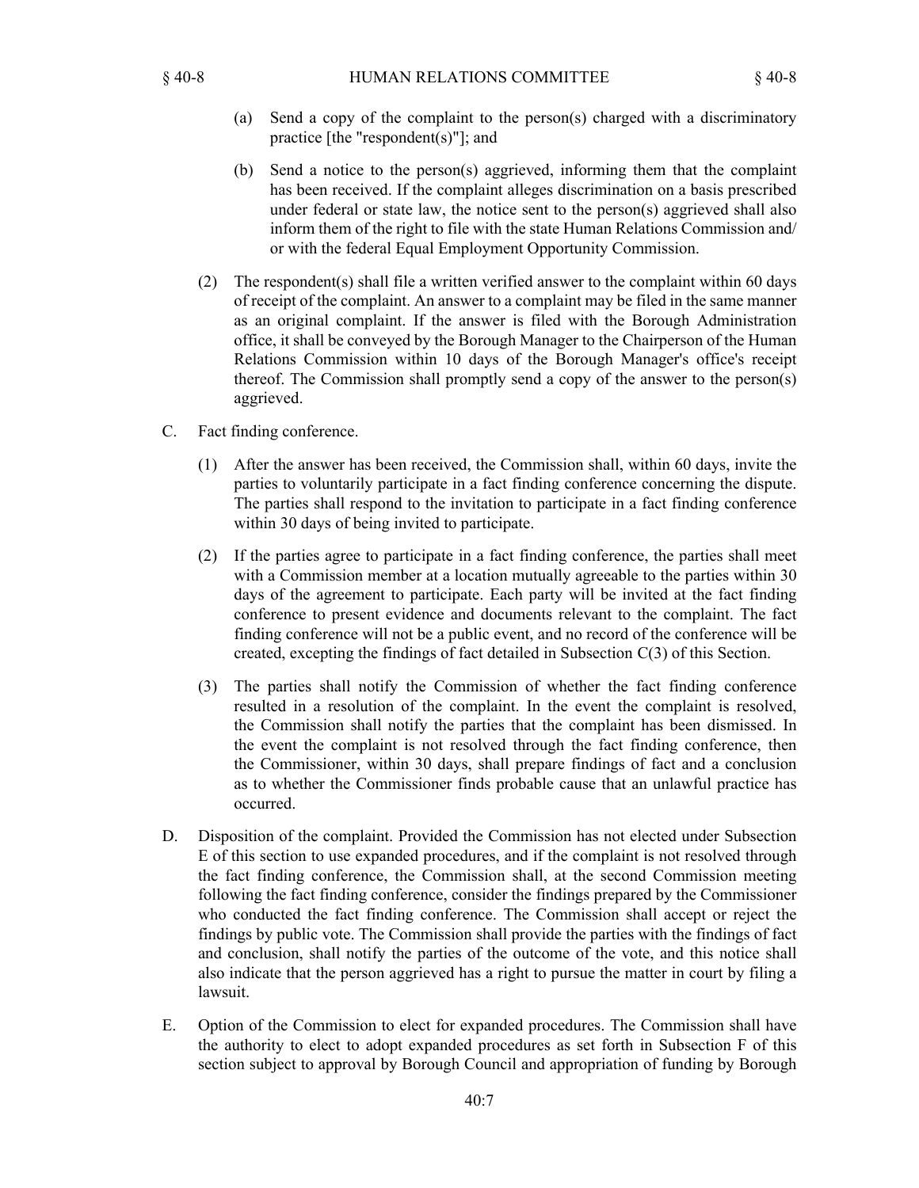(a) Send a copy of the complaint to the person(s) charged with a discriminatory practice [the "respondent(s)"]; and

(b) Send a notice to the person(s) aggrieved, informing them that the complaint has been received. If the complaint alleges discrimination on a basis prescribed under federal or state law, the notice sent to the person(s) aggrieved shall also inform them of the right to file with the state Human Relations Commission and/or with the federal Equal Employment Opportunity Commission.

(2) The respondent(s) shall file a written verified answer to the complaint within 60 days of receipt of the complaint. An answer to a complaint may be filed in the same manner as an original complaint. If the answer is filed with the Borough Administration office, it shall be conveyed by the Borough Manager to the Chairperson of the Human Relations Commission within 10 days of the Borough Manager's office's receipt thereof. The Commission shall promptly send a copy of the answer to the person(s) aggrieved.

C. Fact finding conference.

(1) After the answer has been received, the Commission shall, within 60 days, invite the parties to voluntarily participate in a fact finding conference concerning the dispute. The parties shall respond to the invitation to participate in a fact finding conference within 30 days of being invited to participate.

(2) If the parties agree to participate in a fact finding conference, the parties shall meet with a Commission member at a location mutually agreeable to the parties within 30 days of the agreement to participate. Each party will be invited at the fact finding conference to present evidence and documents relevant to the complaint. The fact finding conference will not be a public event, and no record of the conference will be created, excepting the findings of fact detailed in Subsection C(3) of this Section.

(3) The parties shall notify the Commission of whether the fact finding conference resulted in a resolution of the complaint. In the event the complaint is resolved, the Commission shall notify the parties that the complaint has been dismissed. In the event the complaint is not resolved through the fact finding conference, then the Commissioner, within 30 days, shall prepare findings of fact and a conclusion as to whether the Commissioner finds probable cause that an unlawful practice has occurred.

D. Disposition of the complaint. Provided the Commission has not elected under Subsection E of this section to use expanded procedures, and if the complaint is not resolved through the fact finding conference, the Commission shall, at the second Commission meeting following the fact finding conference, consider the findings prepared by the Commissioner who conducted the fact finding conference. The Commission shall accept or reject the findings by public vote. The Commission shall provide the parties with the findings of fact and conclusion, shall notify the parties of the outcome of the vote, and this notice shall also indicate that the person aggrieved has a right to pursue the matter in court by filing a lawsuit.

E. Option of the Commission to elect for expanded procedures. The Commission shall have the authority to elect to adopt expanded procedures as set forth in Subsection F of this section subject to approval by Borough Council and appropriation of funding by Borough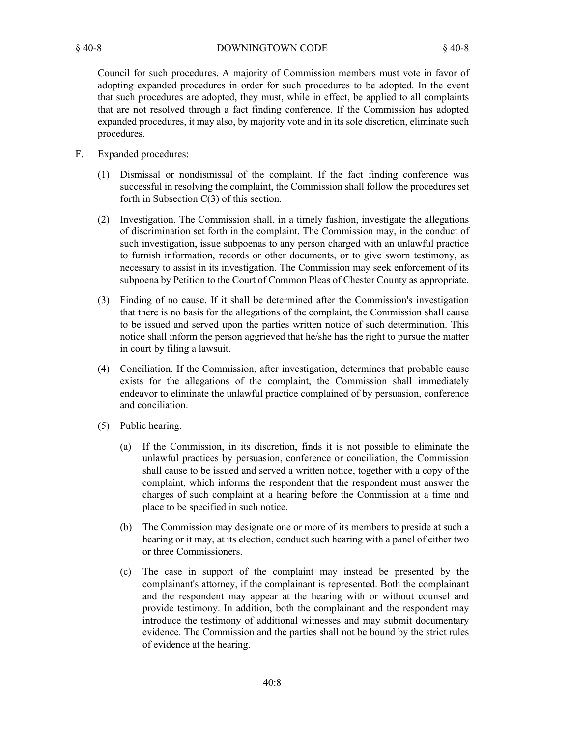Council for such procedures. A majority of Commission members must vote in favor of adopting expanded procedures in order for such procedures to be adopted. In the event that such procedures are adopted, they must, while in effect, be applied to all complaints that are not resolved through a fact finding conference. If the Commission has adopted expanded procedures, it may also, by majority vote and in its sole discretion, eliminate such procedures.

F. Expanded procedures:

(1) Dismissal or nondismissal of the complaint. If the fact finding conference was successful in resolving the complaint, the Commission shall follow the procedures set forth in Subsection C(3) of this section.

(2) Investigation. The Commission shall, in a timely fashion, investigate the allegations of discrimination set forth in the complaint. The Commission may, in the conduct of such investigation, issue subpoenas to any person charged with an unlawful practice to furnish information, records or other documents, or to give sworn testimony, as necessary to assist in its investigation. The Commission may seek enforcement of its subpoena by Petition to the Court of Common Pleas of Chester County as appropriate.

(3) Finding of no cause. If it shall be determined after the Commission's investigation that there is no basis for the allegations of the complaint, the Commission shall cause to be issued and served upon the parties written notice of such determination. This notice shall inform the person aggrieved that he/she has the right to pursue the matter in court by filing a lawsuit.

(4) Conciliation. If the Commission, after investigation, determines that probable cause exists for the allegations of the complaint, the Commission shall immediately endeavor to eliminate the unlawful practice complained of by persuasion, conference and conciliation.

(5) Public hearing.

(a) If the Commission, in its discretion, finds it is not possible to eliminate the unlawful practices by persuasion, conference or conciliation, the Commission shall cause to be issued and served a written notice, together with a copy of the complaint, which informs the respondent that the respondent must answer the charges of such complaint at a hearing before the Commission at a time and place to be specified in such notice.

(b) The Commission may designate one or more of its members to preside at such a hearing or it may, at its election, conduct such hearing with a panel of either two or three Commissioners.

(c) The case in support of the complaint may instead be presented by the complainant's attorney, if the complainant is represented. Both the complainant and the respondent may appear at the hearing with or without counsel and provide testimony. In addition, both the complainant and the respondent may introduce the testimony of additional witnesses and may submit documentary evidence. The Commission and the parties shall not be bound by the strict rules of evidence at the hearing.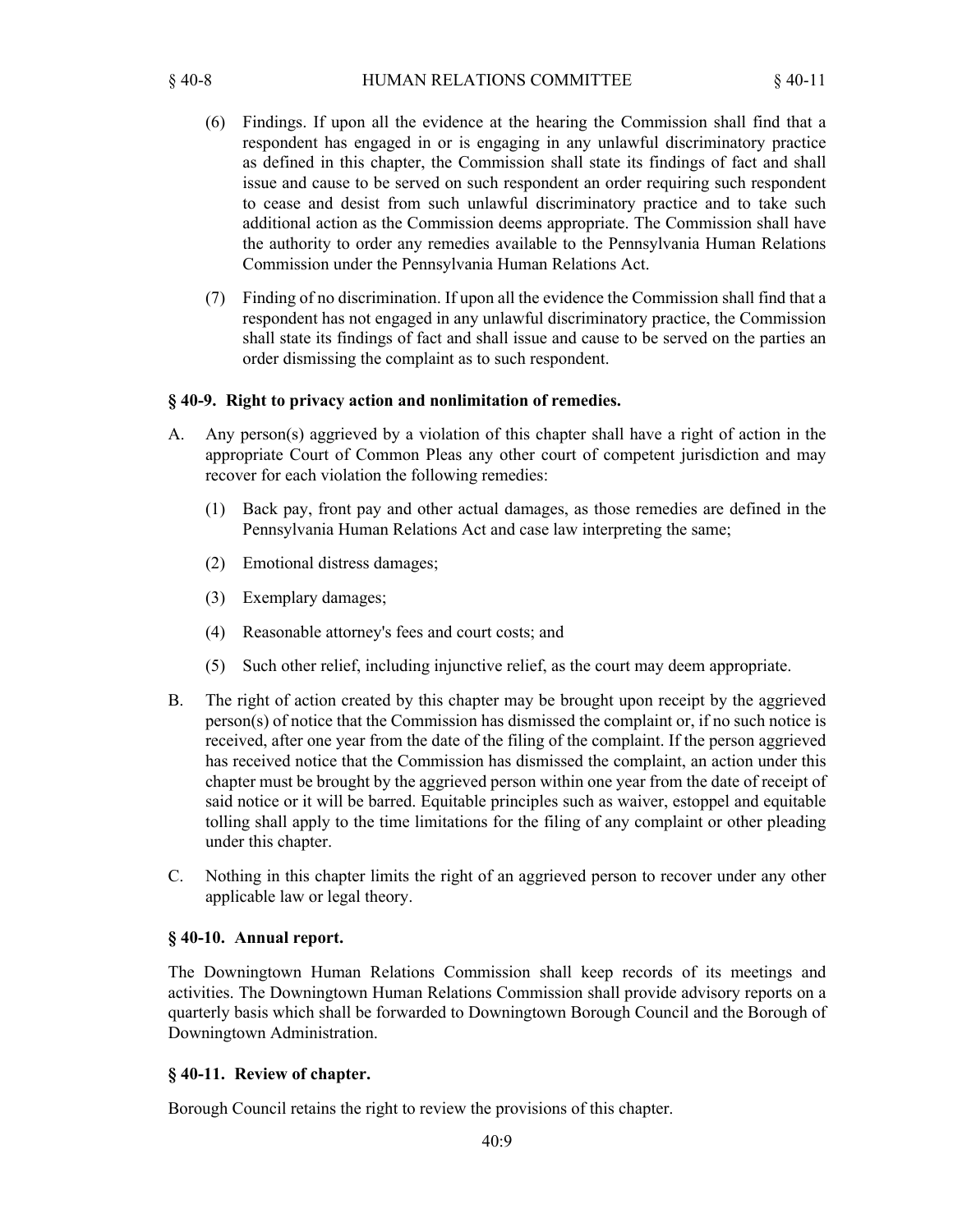(6) Findings. If upon all the evidence at the hearing the Commission shall find that a respondent has engaged in or is engaging in any unlawful discriminatory practice as defined in this chapter, the Commission shall state its findings of fact and shall issue and cause to be served on such respondent an order requiring such respondent to cease and desist from such unlawful discriminatory practice and to take such additional action as the Commission deems appropriate. The Commission shall have the authority to order any remedies available to the Pennsylvania Human Relations Commission under the Pennsylvania Human Relations Act.

(7) Finding of no discrimination. If upon all the evidence the Commission shall find that a respondent has not engaged in any unlawful discriminatory practice, the Commission shall state its findings of fact and shall issue and cause to be served on the parties an order dismissing the complaint as to such respondent.

### § 40-9. Right to privacy action and nonlimitation of remedies.

A. Any person(s) aggrieved by a violation of this chapter shall have a right of action in the appropriate Court of Common Pleas any other court of competent jurisdiction and may recover for each violation the following remedies:

   (1) Back pay, front pay and other actual damages, as those remedies are defined in the Pennsylvania Human Relations Act and case law interpreting the same;

   (2) Emotional distress damages;

   (3) Exemplary damages;

   (4) Reasonable attorney's fees and court costs; and

   (5) Such other relief, including injunctive relief, as the court may deem appropriate.

B. The right of action created by this chapter may be brought upon receipt by the aggrieved person(s) of notice that the Commission has dismissed the complaint or, if no such notice is received, after one year from the date of the filing of the complaint. If the person aggrieved has received notice that the Commission has dismissed the complaint, an action under this chapter must be brought by the aggrieved person within one year from the date of receipt of said notice or it will be barred. Equitable principles such as waiver, estoppel and equitable tolling shall apply to the time limitations for the filing of any complaint or other pleading under this chapter.

C. Nothing in this chapter limits the right of an aggrieved person to recover under any other applicable law or legal theory.

### § 40-10. Annual report.

The Downingtown Human Relations Commission shall keep records of its meetings and activities. The Downingtown Human Relations Commission shall provide advisory reports on a quarterly basis which shall be forwarded to Downingtown Borough Council and the Borough of Downingtown Administration.

### § 40-11. Review of chapter.

Borough Council retains the right to review the provisions of this chapter.